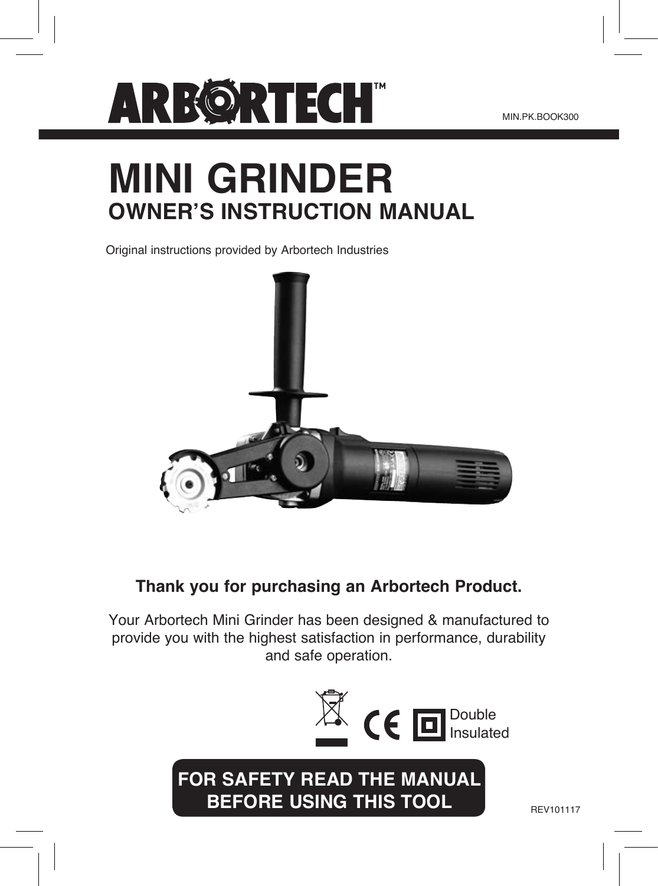# ARBORTECH™

MIN.PK.BOOK300

# MINI GRINDER

## OWNER'S INSTRUCTION MANUAL

Original instructions provided by Arbortech Industries

**Thank you for purchasing an Arbortech Product.**

Your Arbortech Mini Grinder has been designed & manufactured to provide you with the highest satisfaction in performance, durability and safe operation.

Double Insulated

**FOR SAFETY READ THE MANUAL BEFORE USING THIS TOOL**

REV101117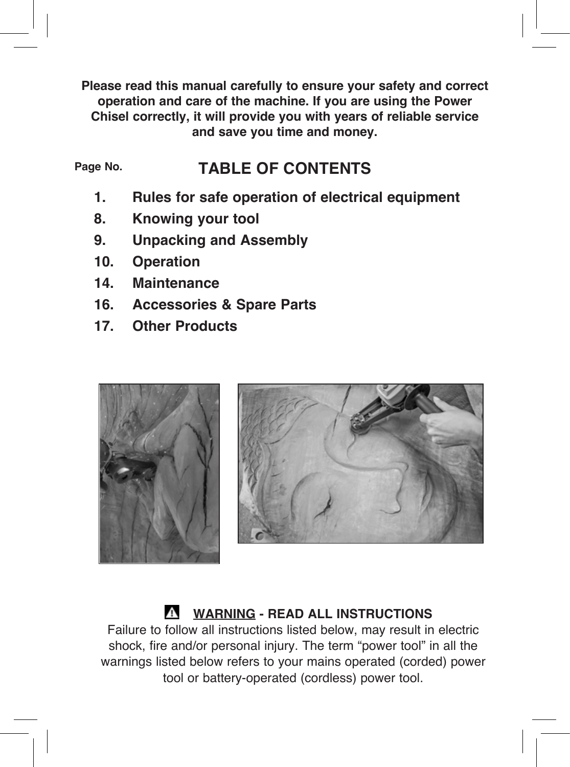**Please read this manual carefully to ensure your safety and correct operation and care of the machine. If you are using the Power Chisel correctly, it will provide you with years of reliable service and save you time and money.**

## TABLE OF CONTENTS

| Page No. | |
|---|---|
| 1. | Rules for safe operation of electrical equipment |
| 8. | Knowing your tool |
| 9. | Unpacking and Assembly |
| 10. | Operation |
| 14. | Maintenance |
| 16. | Accessories & Spare Parts |
| 17. | Other Products |

**⚠ WARNING - READ ALL INSTRUCTIONS**

Failure to follow all instructions listed below, may result in electric shock, fire and/or personal injury. The term "power tool" in all the warnings listed below refers to your mains operated (corded) power tool or battery-operated (cordless) power tool.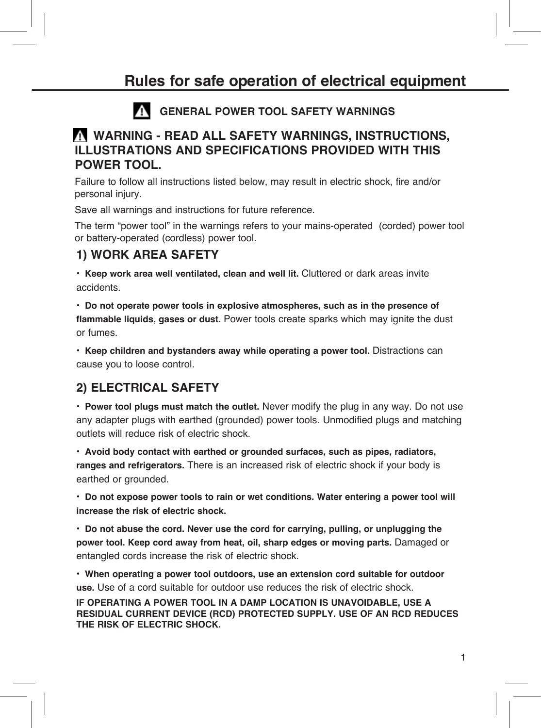# Rules for safe operation of electrical equipment

## GENERAL POWER TOOL SAFETY WARNINGS

**WARNING - READ ALL SAFETY WARNINGS, INSTRUCTIONS, ILLUSTRATIONS AND SPECIFICATIONS PROVIDED WITH THIS POWER TOOL.**

Failure to follow all instructions listed below, may result in electric shock, fire and/or personal injury.

Save all warnings and instructions for future reference.

The term "power tool" in the warnings refers to your mains-operated (corded) power tool or battery-operated (cordless) power tool.

### 1) WORK AREA SAFETY

- **Keep work area well ventilated, clean and well lit.** Cluttered or dark areas invite accidents.
- **Do not operate power tools in explosive atmospheres, such as in the presence of flammable liquids, gases or dust.** Power tools create sparks which may ignite the dust or fumes.
- **Keep children and bystanders away while operating a power tool.** Distractions can cause you to loose control.

### 2) ELECTRICAL SAFETY

- **Power tool plugs must match the outlet.** Never modify the plug in any way. Do not use any adapter plugs with earthed (grounded) power tools. Unmodified plugs and matching outlets will reduce risk of electric shock.
- **Avoid body contact with earthed or grounded surfaces, such as pipes, radiators, ranges and refrigerators.** There is an increased risk of electric shock if your body is earthed or grounded.
- **Do not expose power tools to rain or wet conditions. Water entering a power tool will increase the risk of electric shock.**
- **Do not abuse the cord. Never use the cord for carrying, pulling, or unplugging the power tool. Keep cord away from heat, oil, sharp edges or moving parts.** Damaged or entangled cords increase the risk of electric shock.
- **When operating a power tool outdoors, use an extension cord suitable for outdoor use.** Use of a cord suitable for outdoor use reduces the risk of electric shock.

**IF OPERATING A POWER TOOL IN A DAMP LOCATION IS UNAVOIDABLE, USE A RESIDUAL CURRENT DEVICE (RCD) PROTECTED SUPPLY. USE OF AN RCD REDUCES THE RISK OF ELECTRIC SHOCK.**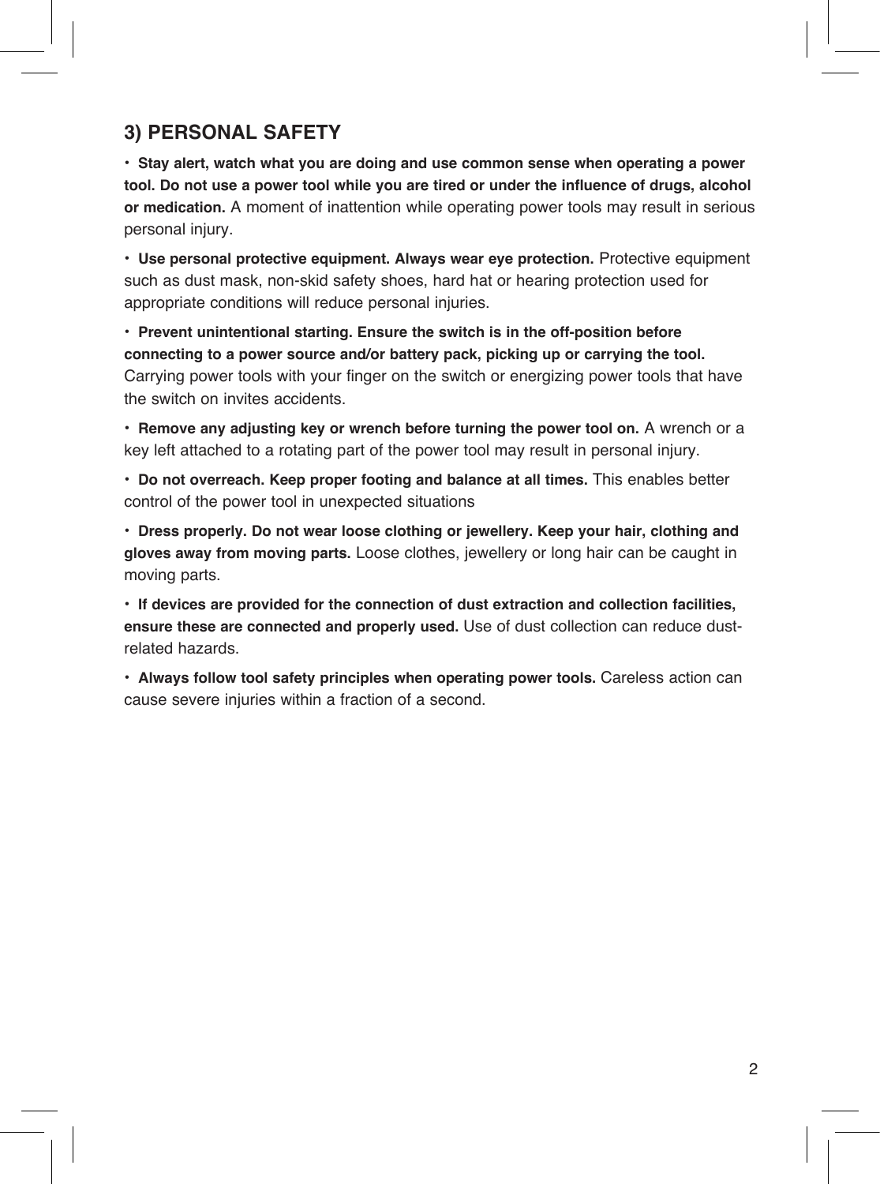## 3) PERSONAL SAFETY

- **Stay alert, watch what you are doing and use common sense when operating a power tool. Do not use a power tool while you are tired or under the influence of drugs, alcohol or medication.** A moment of inattention while operating power tools may result in serious personal injury.
- **Use personal protective equipment. Always wear eye protection.** Protective equipment such as dust mask, non-skid safety shoes, hard hat or hearing protection used for appropriate conditions will reduce personal injuries.
- **Prevent unintentional starting. Ensure the switch is in the off-position before connecting to a power source and/or battery pack, picking up or carrying the tool.** Carrying power tools with your finger on the switch or energizing power tools that have the switch on invites accidents.
- **Remove any adjusting key or wrench before turning the power tool on.** A wrench or a key left attached to a rotating part of the power tool may result in personal injury.
- **Do not overreach. Keep proper footing and balance at all times.** This enables better control of the power tool in unexpected situations
- **Dress properly. Do not wear loose clothing or jewellery. Keep your hair, clothing and gloves away from moving parts.** Loose clothes, jewellery or long hair can be caught in moving parts.
- **If devices are provided for the connection of dust extraction and collection facilities, ensure these are connected and properly used.** Use of dust collection can reduce dust-related hazards.
- **Always follow tool safety principles when operating power tools.** Careless action can cause severe injuries within a fraction of a second.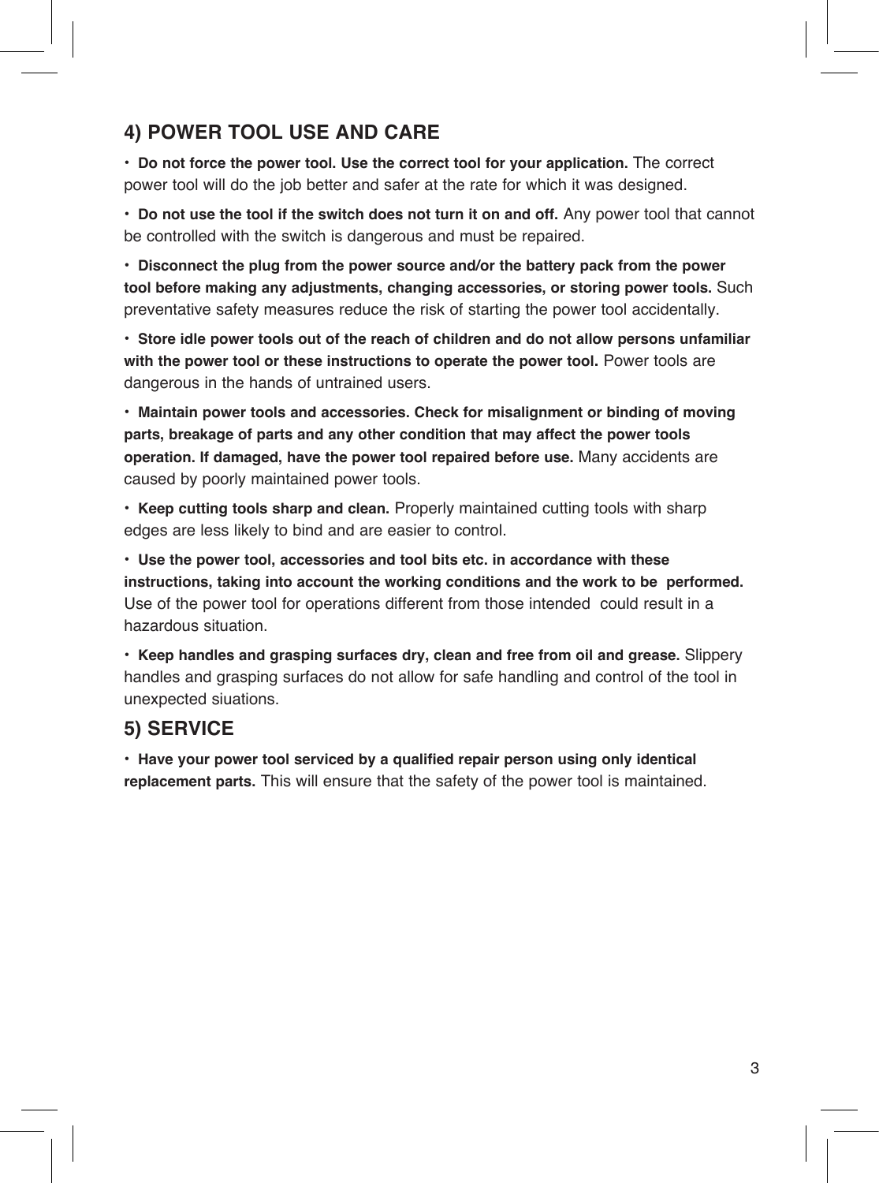## 4) POWER TOOL USE AND CARE

- **Do not force the power tool. Use the correct tool for your application.** The correct power tool will do the job better and safer at the rate for which it was designed.
- **Do not use the tool if the switch does not turn it on and off.** Any power tool that cannot be controlled with the switch is dangerous and must be repaired.
- **Disconnect the plug from the power source and/or the battery pack from the power tool before making any adjustments, changing accessories, or storing power tools.** Such preventative safety measures reduce the risk of starting the power tool accidentally.
- **Store idle power tools out of the reach of children and do not allow persons unfamiliar with the power tool or these instructions to operate the power tool.** Power tools are dangerous in the hands of untrained users.
- **Maintain power tools and accessories. Check for misalignment or binding of moving parts, breakage of parts and any other condition that may affect the power tools operation. If damaged, have the power tool repaired before use.** Many accidents are caused by poorly maintained power tools.
- **Keep cutting tools sharp and clean.** Properly maintained cutting tools with sharp edges are less likely to bind and are easier to control.
- **Use the power tool, accessories and tool bits etc. in accordance with these instructions, taking into account the working conditions and the work to be performed.** Use of the power tool for operations different from those intended could result in a hazardous situation.
- **Keep handles and grasping surfaces dry, clean and free from oil and grease.** Slippery handles and grasping surfaces do not allow for safe handling and control of the tool in unexpected siuations.

## 5) SERVICE

- **Have your power tool serviced by a qualified repair person using only identical replacement parts.** This will ensure that the safety of the power tool is maintained.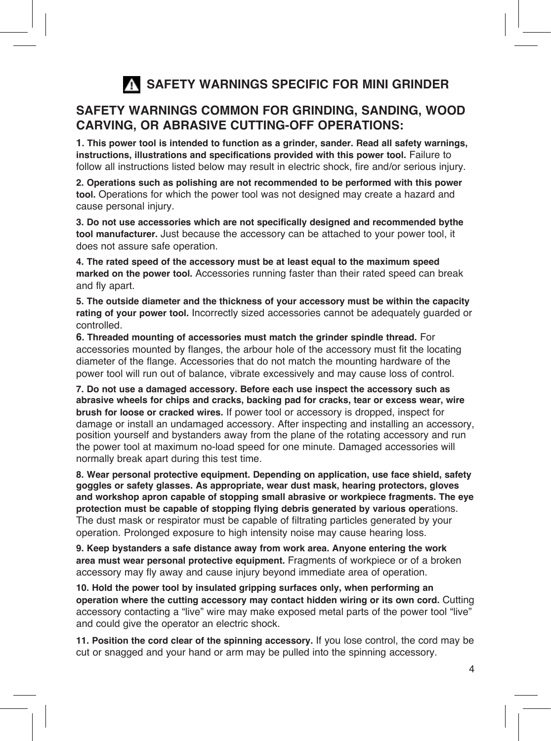# ⚠ SAFETY WARNINGS SPECIFIC FOR MINI GRINDER

## SAFETY WARNINGS COMMON FOR GRINDING, SANDING, WOOD CARVING, OR ABRASIVE CUTTING-OFF OPERATIONS:

**1. This power tool is intended to function as a grinder, sander. Read all safety warnings, instructions, illustrations and specifications provided with this power tool.** Failure to follow all instructions listed below may result in electric shock, fire and/or serious injury.

**2. Operations such as polishing are not recommended to be performed with this power tool.** Operations for which the power tool was not designed may create a hazard and cause personal injury.

**3. Do not use accessories which are not specifically designed and recommended bythe tool manufacturer.** Just because the accessory can be attached to your power tool, it does not assure safe operation.

**4. The rated speed of the accessory must be at least equal to the maximum speed marked on the power tool.** Accessories running faster than their rated speed can break and fly apart.

**5. The outside diameter and the thickness of your accessory must be within the capacity rating of your power tool.** Incorrectly sized accessories cannot be adequately guarded or controlled.

**6. Threaded mounting of accessories must match the grinder spindle thread.** For accessories mounted by flanges, the arbour hole of the accessory must fit the locating diameter of the flange. Accessories that do not match the mounting hardware of the power tool will run out of balance, vibrate excessively and may cause loss of control.

**7. Do not use a damaged accessory. Before each use inspect the accessory such as abrasive wheels for chips and cracks, backing pad for cracks, tear or excess wear, wire brush for loose or cracked wires.** If power tool or accessory is dropped, inspect for damage or install an undamaged accessory. After inspecting and installing an accessory, position yourself and bystanders away from the plane of the rotating accessory and run the power tool at maximum no-load speed for one minute. Damaged accessories will normally break apart during this test time.

**8. Wear personal protective equipment. Depending on application, use face shield, safety goggles or safety glasses. As appropriate, wear dust mask, hearing protectors, gloves and workshop apron capable of stopping small abrasive or workpiece fragments. The eye protection must be capable of stopping flying debris generated by various oper**ations. The dust mask or respirator must be capable of filtrating particles generated by your operation. Prolonged exposure to high intensity noise may cause hearing loss.

**9. Keep bystanders a safe distance away from work area. Anyone entering the work area must wear personal protective equipment.** Fragments of workpiece or of a broken accessory may fly away and cause injury beyond immediate area of operation.

**10. Hold the power tool by insulated gripping surfaces only, when performing an operation where the cutting accessory may contact hidden wiring or its own cord.** Cutting accessory contacting a "live" wire may make exposed metal parts of the power tool "live" and could give the operator an electric shock.

**11. Position the cord clear of the spinning accessory.** If you lose control, the cord may be cut or snagged and your hand or arm may be pulled into the spinning accessory.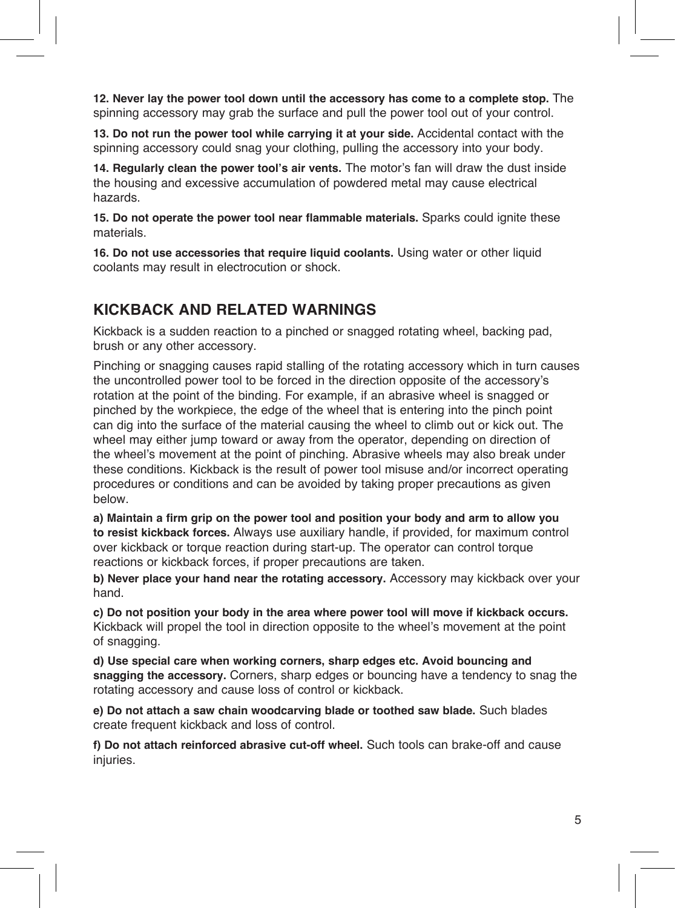**12. Never lay the power tool down until the accessory has come to a complete stop.** The spinning accessory may grab the surface and pull the power tool out of your control.

**13. Do not run the power tool while carrying it at your side.** Accidental contact with the spinning accessory could snag your clothing, pulling the accessory into your body.

**14. Regularly clean the power tool's air vents.** The motor's fan will draw the dust inside the housing and excessive accumulation of powdered metal may cause electrical hazards.

**15. Do not operate the power tool near flammable materials.** Sparks could ignite these materials.

**16. Do not use accessories that require liquid coolants.** Using water or other liquid coolants may result in electrocution or shock.

## KICKBACK AND RELATED WARNINGS

Kickback is a sudden reaction to a pinched or snagged rotating wheel, backing pad, brush or any other accessory.

Pinching or snagging causes rapid stalling of the rotating accessory which in turn causes the uncontrolled power tool to be forced in the direction opposite of the accessory's rotation at the point of the binding. For example, if an abrasive wheel is snagged or pinched by the workpiece, the edge of the wheel that is entering into the pinch point can dig into the surface of the material causing the wheel to climb out or kick out. The wheel may either jump toward or away from the operator, depending on direction of the wheel's movement at the point of pinching. Abrasive wheels may also break under these conditions. Kickback is the result of power tool misuse and/or incorrect operating procedures or conditions and can be avoided by taking proper precautions as given below.

**a) Maintain a firm grip on the power tool and position your body and arm to allow you to resist kickback forces.** Always use auxiliary handle, if provided, for maximum control over kickback or torque reaction during start-up. The operator can control torque reactions or kickback forces, if proper precautions are taken.

**b) Never place your hand near the rotating accessory.** Accessory may kickback over your hand.

**c) Do not position your body in the area where power tool will move if kickback occurs.** Kickback will propel the tool in direction opposite to the wheel's movement at the point of snagging.

**d) Use special care when working corners, sharp edges etc. Avoid bouncing and snagging the accessory.** Corners, sharp edges or bouncing have a tendency to snag the rotating accessory and cause loss of control or kickback.

**e) Do not attach a saw chain woodcarving blade or toothed saw blade.** Such blades create frequent kickback and loss of control.

**f) Do not attach reinforced abrasive cut-off wheel.** Such tools can brake-off and cause injuries.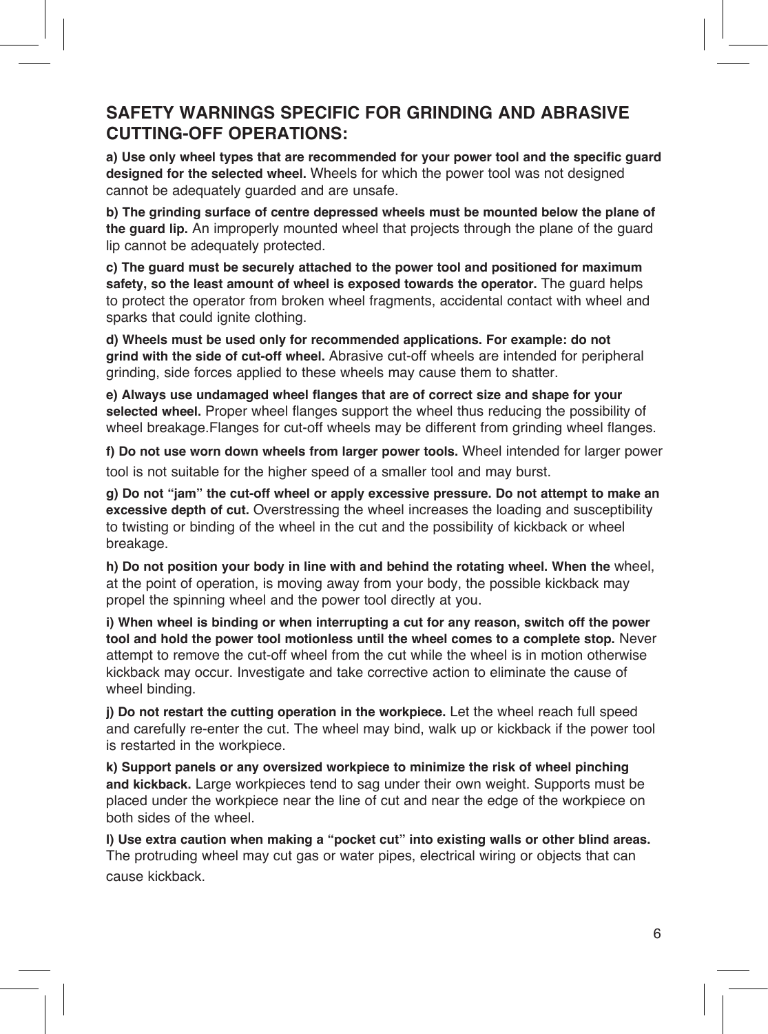## SAFETY WARNINGS SPECIFIC FOR GRINDING AND ABRASIVE CUTTING-OFF OPERATIONS:

**a) Use only wheel types that are recommended for your power tool and the specific guard designed for the selected wheel.** Wheels for which the power tool was not designed cannot be adequately guarded and are unsafe.

**b) The grinding surface of centre depressed wheels must be mounted below the plane of the guard lip.** An improperly mounted wheel that projects through the plane of the guard lip cannot be adequately protected.

**c) The guard must be securely attached to the power tool and positioned for maximum safety, so the least amount of wheel is exposed towards the operator.** The guard helps to protect the operator from broken wheel fragments, accidental contact with wheel and sparks that could ignite clothing.

**d) Wheels must be used only for recommended applications. For example: do not grind with the side of cut-off wheel.** Abrasive cut-off wheels are intended for peripheral grinding, side forces applied to these wheels may cause them to shatter.

**e) Always use undamaged wheel flanges that are of correct size and shape for your selected wheel.** Proper wheel flanges support the wheel thus reducing the possibility of wheel breakage.Flanges for cut-off wheels may be different from grinding wheel flanges.

**f) Do not use worn down wheels from larger power tools.** Wheel intended for larger power tool is not suitable for the higher speed of a smaller tool and may burst.

**g) Do not "jam" the cut-off wheel or apply excessive pressure. Do not attempt to make an excessive depth of cut.** Overstressing the wheel increases the loading and susceptibility to twisting or binding of the wheel in the cut and the possibility of kickback or wheel breakage.

**h) Do not position your body in line with and behind the rotating wheel. When the** wheel, at the point of operation, is moving away from your body, the possible kickback may propel the spinning wheel and the power tool directly at you.

**i) When wheel is binding or when interrupting a cut for any reason, switch off the power tool and hold the power tool motionless until the wheel comes to a complete stop.** Never attempt to remove the cut-off wheel from the cut while the wheel is in motion otherwise kickback may occur. Investigate and take corrective action to eliminate the cause of wheel binding.

**j) Do not restart the cutting operation in the workpiece.** Let the wheel reach full speed and carefully re-enter the cut. The wheel may bind, walk up or kickback if the power tool is restarted in the workpiece.

**k) Support panels or any oversized workpiece to minimize the risk of wheel pinching and kickback.** Large workpieces tend to sag under their own weight. Supports must be placed under the workpiece near the line of cut and near the edge of the workpiece on both sides of the wheel.

**l) Use extra caution when making a "pocket cut" into existing walls or other blind areas.** The protruding wheel may cut gas or water pipes, electrical wiring or objects that can cause kickback.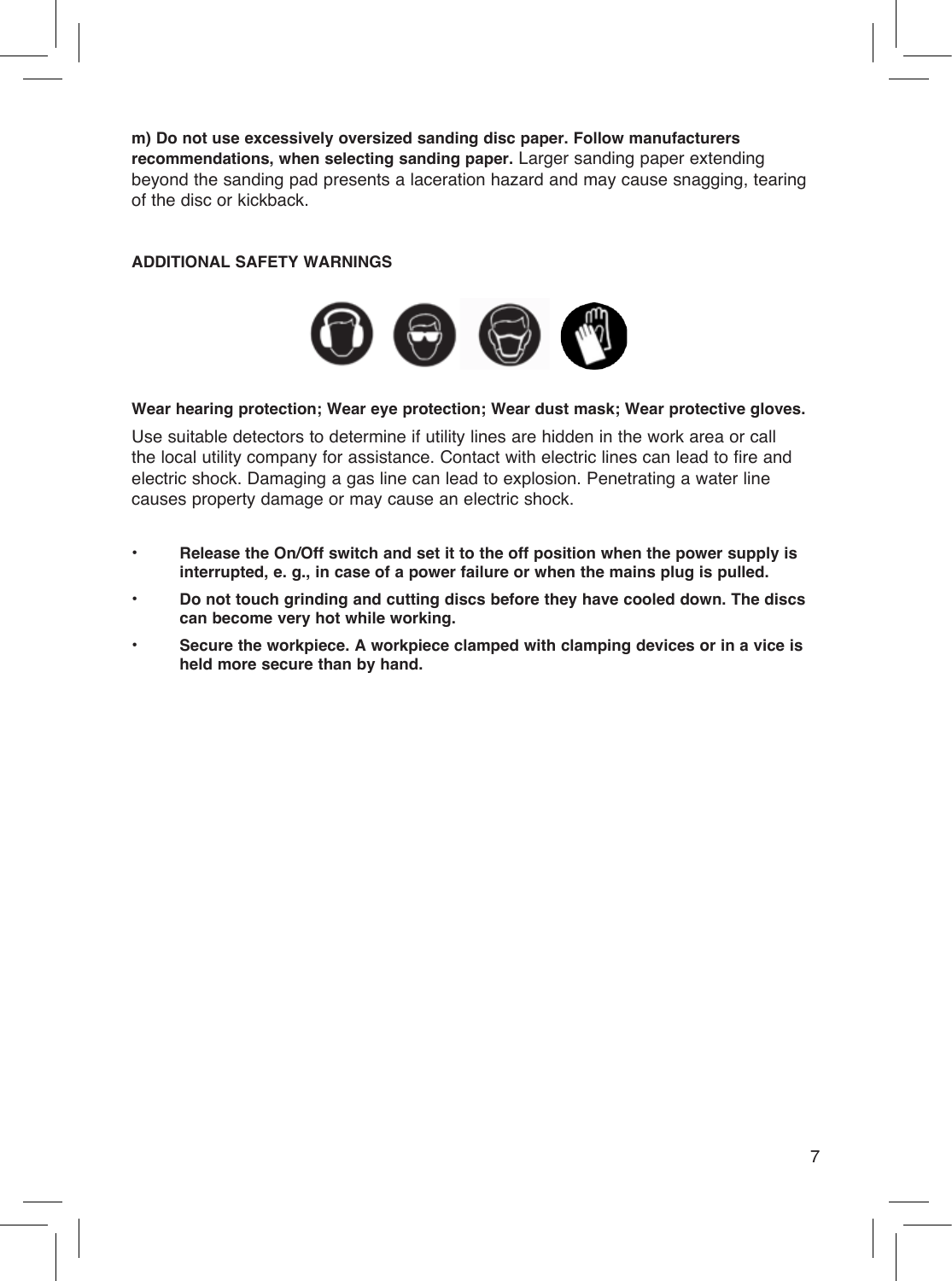**m) Do not use excessively oversized sanding disc paper. Follow manufacturers recommendations, when selecting sanding paper.** Larger sanding paper extending beyond the sanding pad presents a laceration hazard and may cause snagging, tearing of the disc or kickback.

## ADDITIONAL SAFETY WARNINGS

**Wear hearing protection; Wear eye protection; Wear dust mask; Wear protective gloves.**

Use suitable detectors to determine if utility lines are hidden in the work area or call the local utility company for assistance. Contact with electric lines can lead to fire and electric shock. Damaging a gas line can lead to explosion. Penetrating a water line causes property damage or may cause an electric shock.

- **Release the On/Off switch and set it to the off position when the power supply is interrupted, e. g., in case of a power failure or when the mains plug is pulled.**
- **Do not touch grinding and cutting discs before they have cooled down. The discs can become very hot while working.**
- **Secure the workpiece. A workpiece clamped with clamping devices or in a vice is held more secure than by hand.**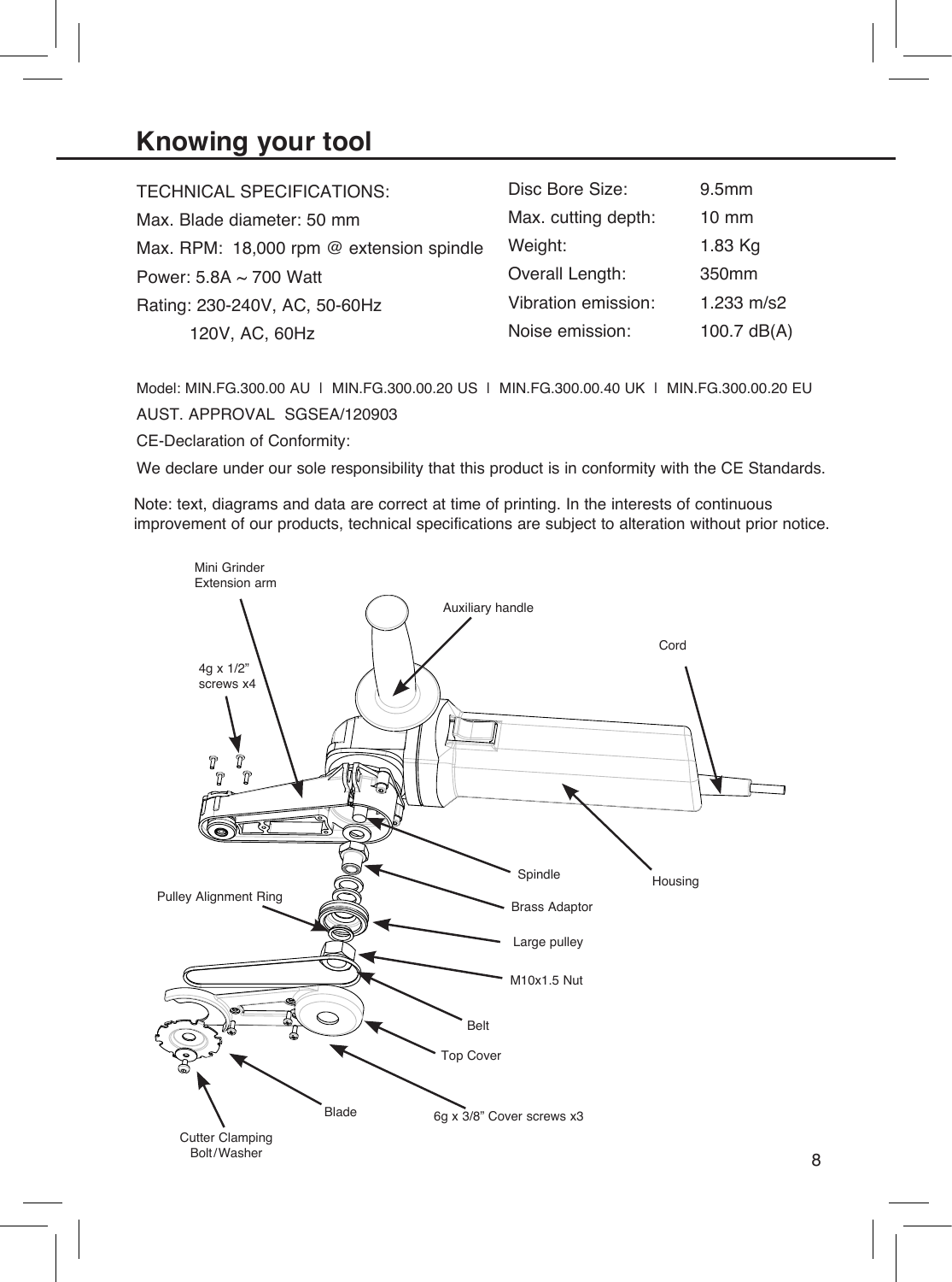# Knowing your tool

TECHNICAL SPECIFICATIONS:

Max. Blade diameter: 50 mm

Max. RPM: 18,000 rpm @ extension spindle

Power: 5.8A ~ 700 Watt

Rating: 230-240V, AC, 50-60Hz

120V, AC, 60Hz

| | |
|---|---|
| Disc Bore Size: | 9.5mm |
| Max. cutting depth: | 10 mm |
| Weight: | 1.83 Kg |
| Overall Length: | 350mm |
| Vibration emission: | 1.233 m/s2 |
| Noise emission: | 100.7 dB(A) |

Model: MIN.FG.300.00 AU | MIN.FG.300.00.20 US | MIN.FG.300.00.40 UK | MIN.FG.300.00.20 EU

AUST. APPROVAL SGSEA/120903

CE-Declaration of Conformity:

We declare under our sole responsibility that this product is in conformity with the CE Standards.

Note: text, diagrams and data are correct at time of printing. In the interests of continuous improvement of our products, technical specifications are subject to alteration without prior notice.

Mini Grinder Extension arm

Auxiliary handle

Cord

4g x 1/2" screws x4

Spindle

Housing

Pulley Alignment Ring

Brass Adaptor

Large pulley

M10x1.5 Nut

Belt

Top Cover

Blade

6g x 3/8" Cover screws x3

Cutter Clamping Bolt/Washer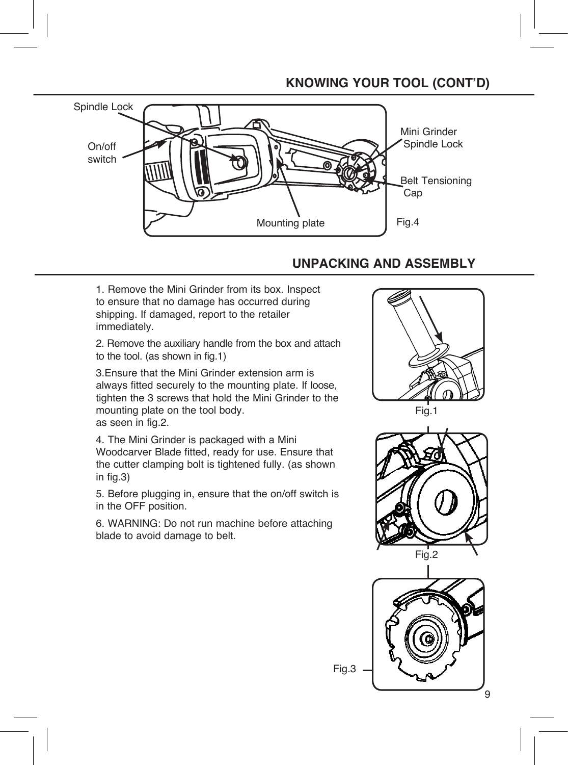## KNOWING YOUR TOOL (CONT'D)

Spindle Lock

On/off switch

Mini Grinder Spindle Lock

Belt Tensioning Cap

Mounting plate

Fig.4

## UNPACKING AND ASSEMBLY

1. Remove the Mini Grinder from its box. Inspect to ensure that no damage has occurred during shipping. If damaged, report to the retailer immediately.

2. Remove the auxiliary handle from the box and attach to the tool. (as shown in fig.1)

3.Ensure that the Mini Grinder extension arm is always fitted securely to the mounting plate. If loose, tighten the 3 screws that hold the Mini Grinder to the mounting plate on the tool body.
as seen in fig.2.

4. The Mini Grinder is packaged with a Mini Woodcarver Blade fitted, ready for use. Ensure that the cutter clamping bolt is tightened fully. (as shown in fig.3)

5. Before plugging in, ensure that the on/off switch is in the OFF position.

6. WARNING: Do not run machine before attaching blade to avoid damage to belt.

Fig.1

Fig.2

Fig.3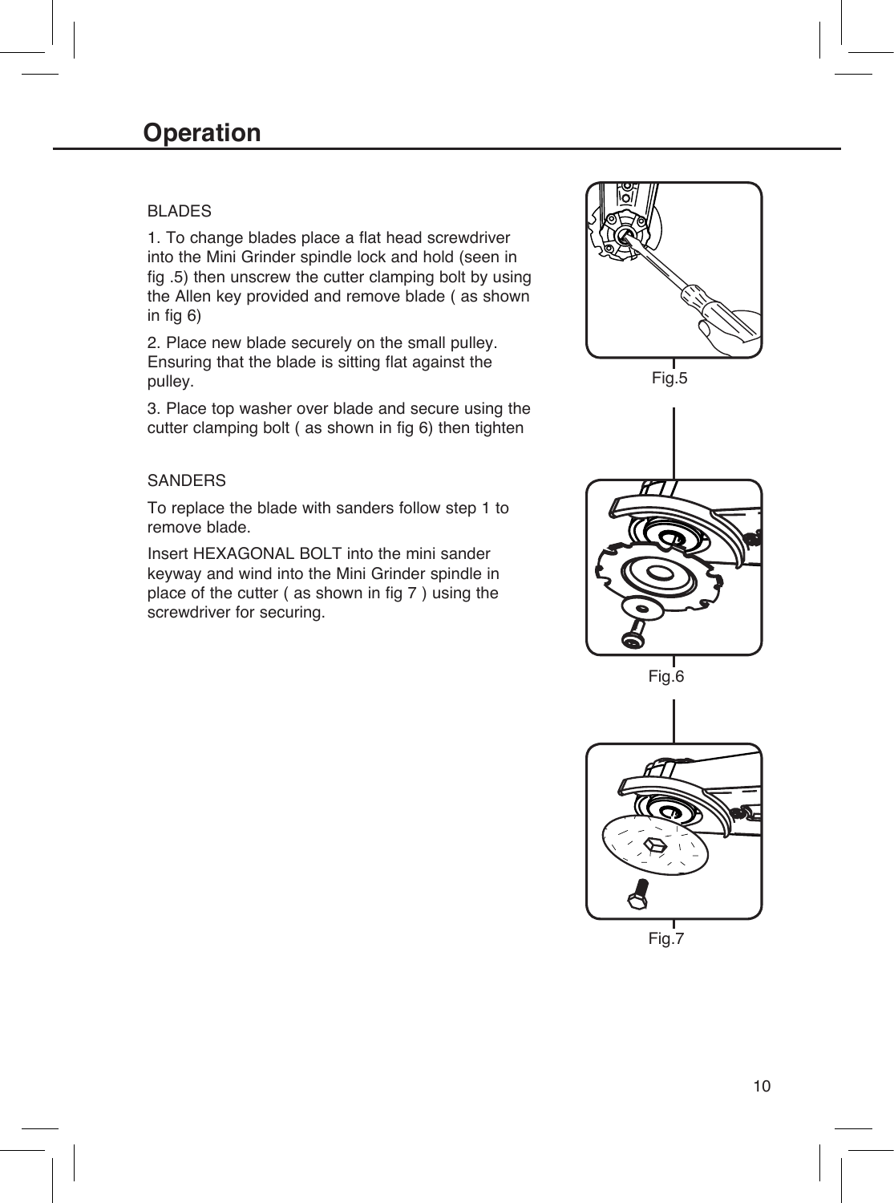# Operation

BLADES

1. To change blades place a flat head screwdriver into the Mini Grinder spindle lock and hold (seen in fig .5) then unscrew the cutter clamping bolt by using the Allen key provided and remove blade ( as shown in fig 6)

2. Place new blade securely on the small pulley. Ensuring that the blade is sitting flat against the pulley.

3. Place top washer over blade and secure using the cutter clamping bolt ( as shown in fig 6) then tighten

SANDERS

To replace the blade with sanders follow step 1 to remove blade.

Insert HEXAGONAL BOLT into the mini sander keyway and wind into the Mini Grinder spindle in place of the cutter ( as shown in fig 7 ) using the screwdriver for securing.

Fig.5

Fig.6

Fig.7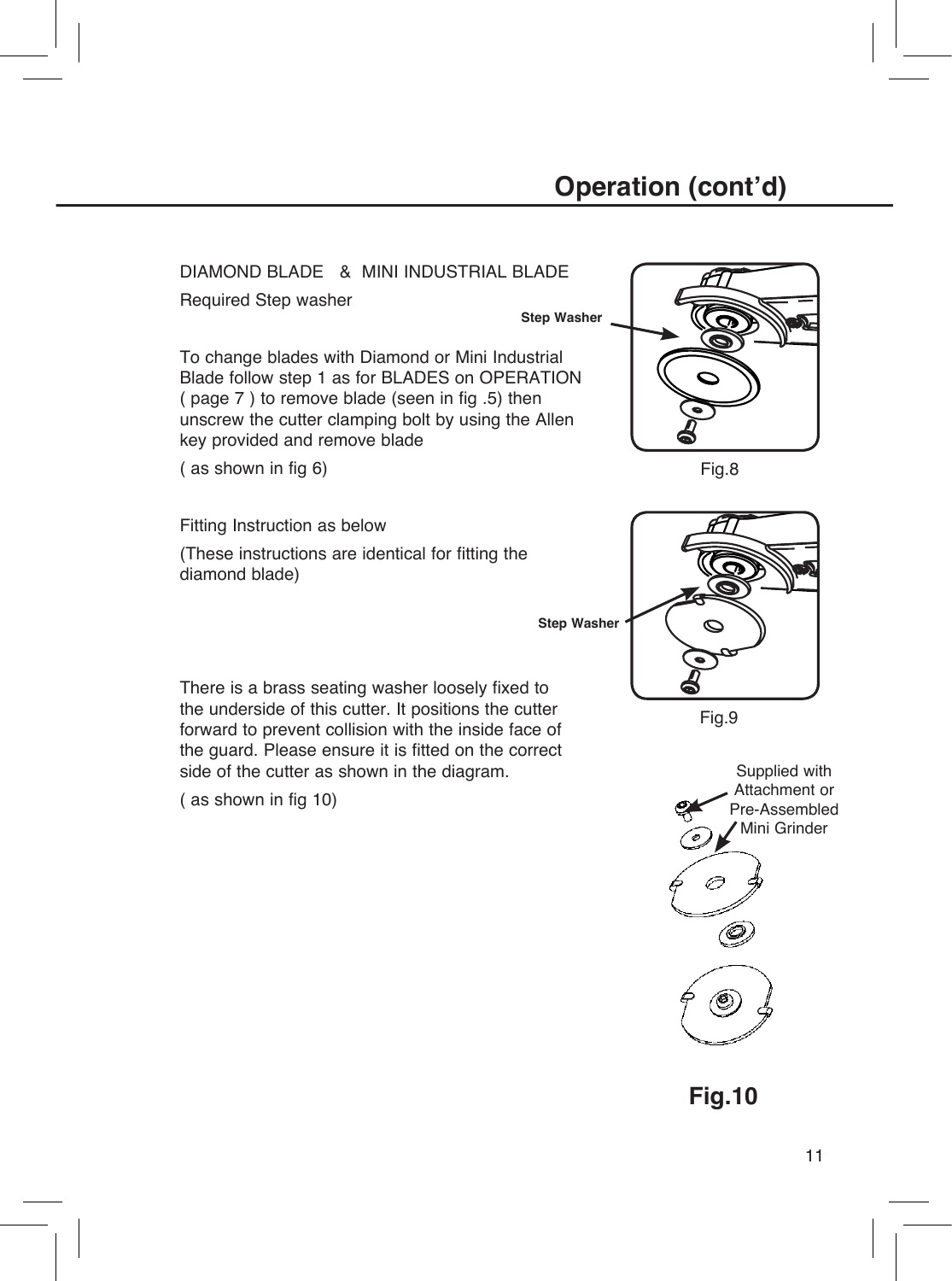## Operation (cont'd)

DIAMOND BLADE & MINI INDUSTRIAL BLADE

Required Step washer

To change blades with Diamond or Mini Industrial Blade follow step 1 as for BLADES on OPERATION ( page 7 ) to remove blade (seen in fig .5) then unscrew the cutter clamping bolt by using the Allen key provided and remove blade

( as shown in fig 6)

Step Washer

Fig.8

Fitting Instruction as below

(These instructions are identical for fitting the diamond blade)

Step Washer

Fig.9

There is a brass seating washer loosely fixed to the underside of this cutter. It positions the cutter forward to prevent collision with the inside face of the guard. Please ensure it is fitted on the correct side of the cutter as shown in the diagram.

( as shown in fig 10)

Supplied with Attachment or Pre-Assembled Mini Grinder

**Fig.10**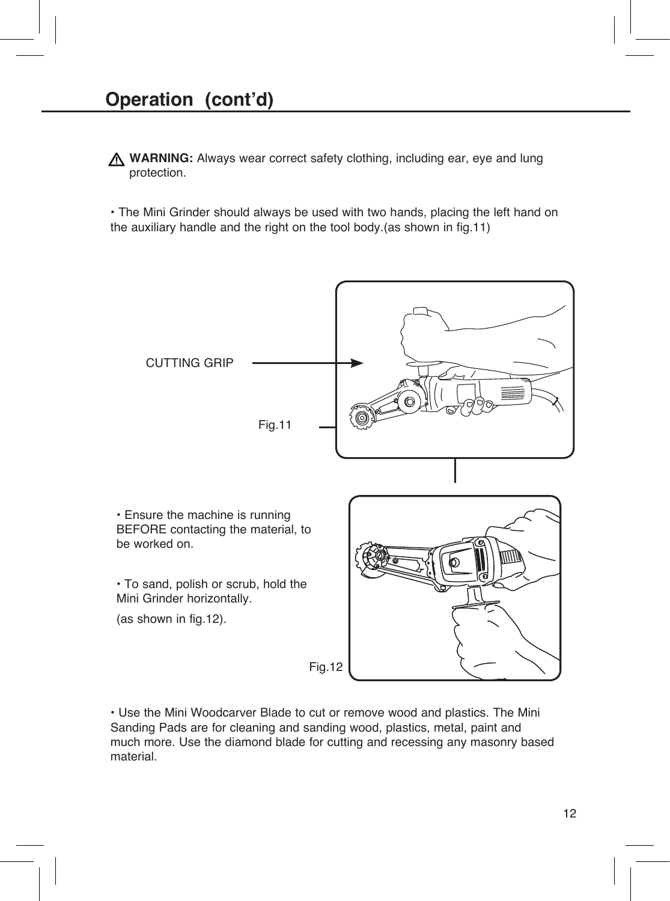## Operation (cont'd)

⚠ **WARNING:** Always wear correct safety clothing, including ear, eye and lung protection.

• The Mini Grinder should always be used with two hands, placing the left hand on the auxiliary handle and the right on the tool body.(as shown in fig.11)

CUTTING GRIP

Fig.11

• Ensure the machine is running BEFORE contacting the material, to be worked on.

• To sand, polish or scrub, hold the Mini Grinder horizontally.

(as shown in fig.12).

Fig.12

• Use the Mini Woodcarver Blade to cut or remove wood and plastics. The Mini Sanding Pads are for cleaning and sanding wood, plastics, metal, paint and much more. Use the diamond blade for cutting and recessing any masonry based material.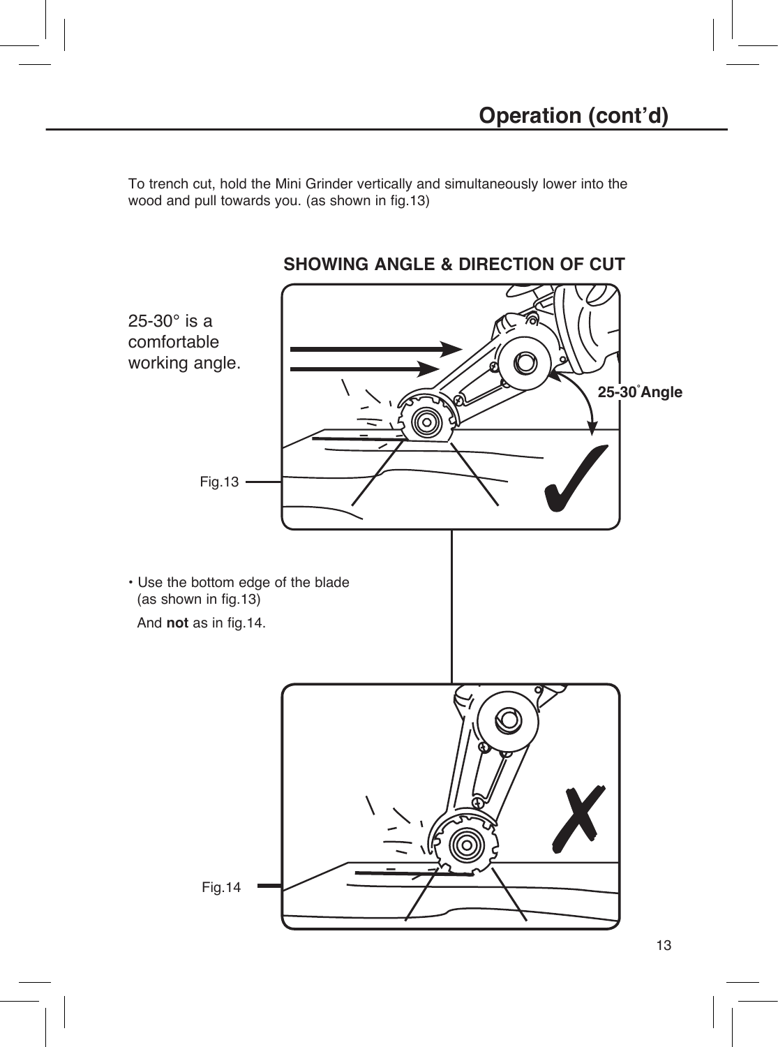## Operation (cont'd)

To trench cut, hold the Mini Grinder vertically and simultaneously lower into the wood and pull towards you. (as shown in fig.13)

**SHOWING ANGLE & DIRECTION OF CUT**

25-30° is a comfortable working angle.

25-30° Angle

Fig.13

- Use the bottom edge of the blade (as shown in fig.13)

  And **not** as in fig.14.

Fig.14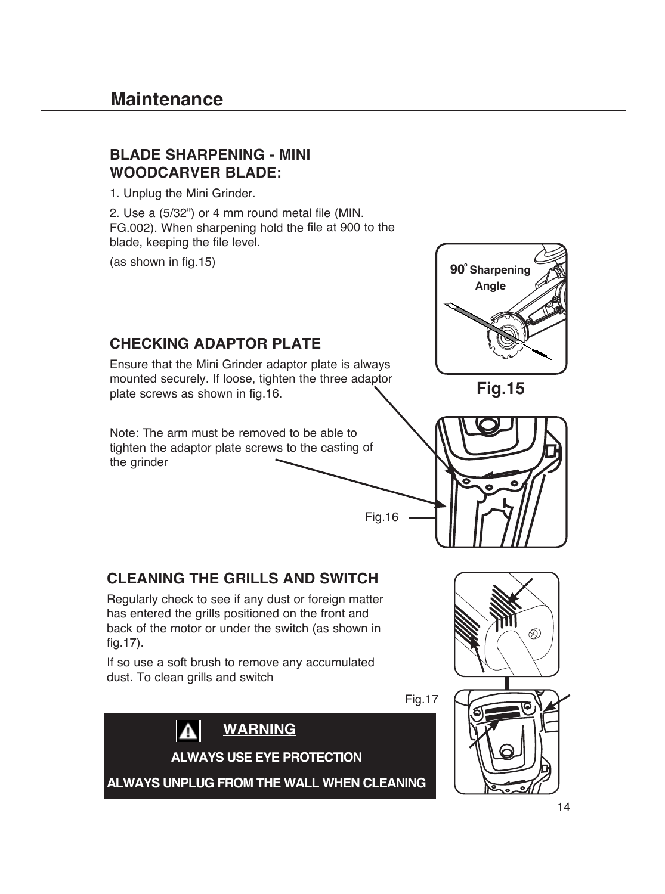# Maintenance

## BLADE SHARPENING - MINI WOODCARVER BLADE:

1. Unplug the Mini Grinder.

2. Use a (5/32") or 4 mm round metal file (MIN. FG.002). When sharpening hold the file at 900 to the blade, keeping the file level.

(as shown in fig.15)

90° Sharpening Angle

**Fig.15**

## CHECKING ADAPTOR PLATE

Ensure that the Mini Grinder adaptor plate is always mounted securely. If loose, tighten the three adaptor plate screws as shown in fig.16.

Note: The arm must be removed to be able to tighten the adaptor plate screws to the casting of the grinder

Fig.16

## CLEANING THE GRILLS AND SWITCH

Regularly check to see if any dust or foreign matter has entered the grills positioned on the front and back of the motor or under the switch (as shown in fig.17).

If so use a soft brush to remove any accumulated dust. To clean grills and switch

Fig.17

**WARNING**

**ALWAYS USE EYE PROTECTION**

**ALWAYS UNPLUG FROM THE WALL WHEN CLEANING**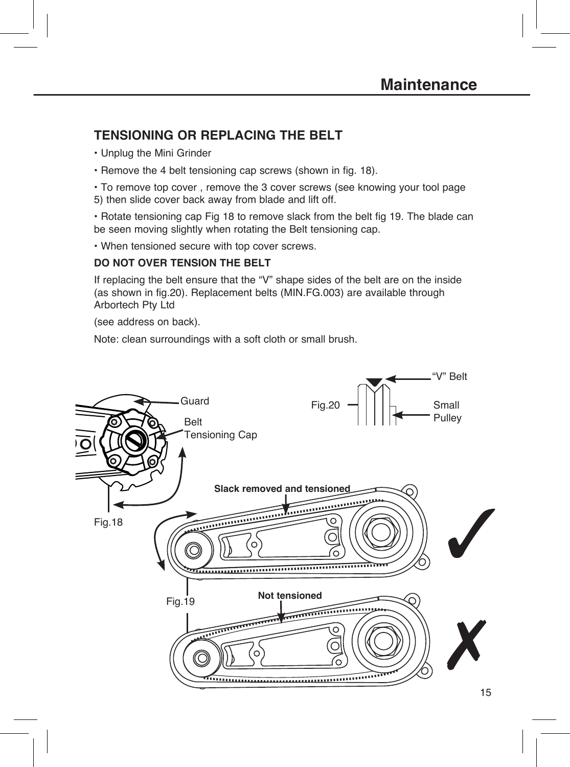## TENSIONING OR REPLACING THE BELT

• Unplug the Mini Grinder

• Remove the 4 belt tensioning cap screws (shown in fig. 18).

• To remove top cover , remove the 3 cover screws (see knowing your tool page 5) then slide cover back away from blade and lift off.

• Rotate tensioning cap Fig 18 to remove slack from the belt fig 19. The blade can be seen moving slightly when rotating the Belt tensioning cap.

• When tensioned secure with top cover screws.

**DO NOT OVER TENSION THE BELT**

If replacing the belt ensure that the "V" shape sides of the belt are on the inside (as shown in fig.20). Replacement belts (MIN.FG.003) are available through Arbortech Pty Ltd

(see address on back).

Note: clean surroundings with a soft cloth or small brush.

Guard

Belt Tensioning Cap

Fig.18

"V" Belt

Small Pulley

Fig.20

**Slack removed and tensioned**

**Not tensioned**

Fig.19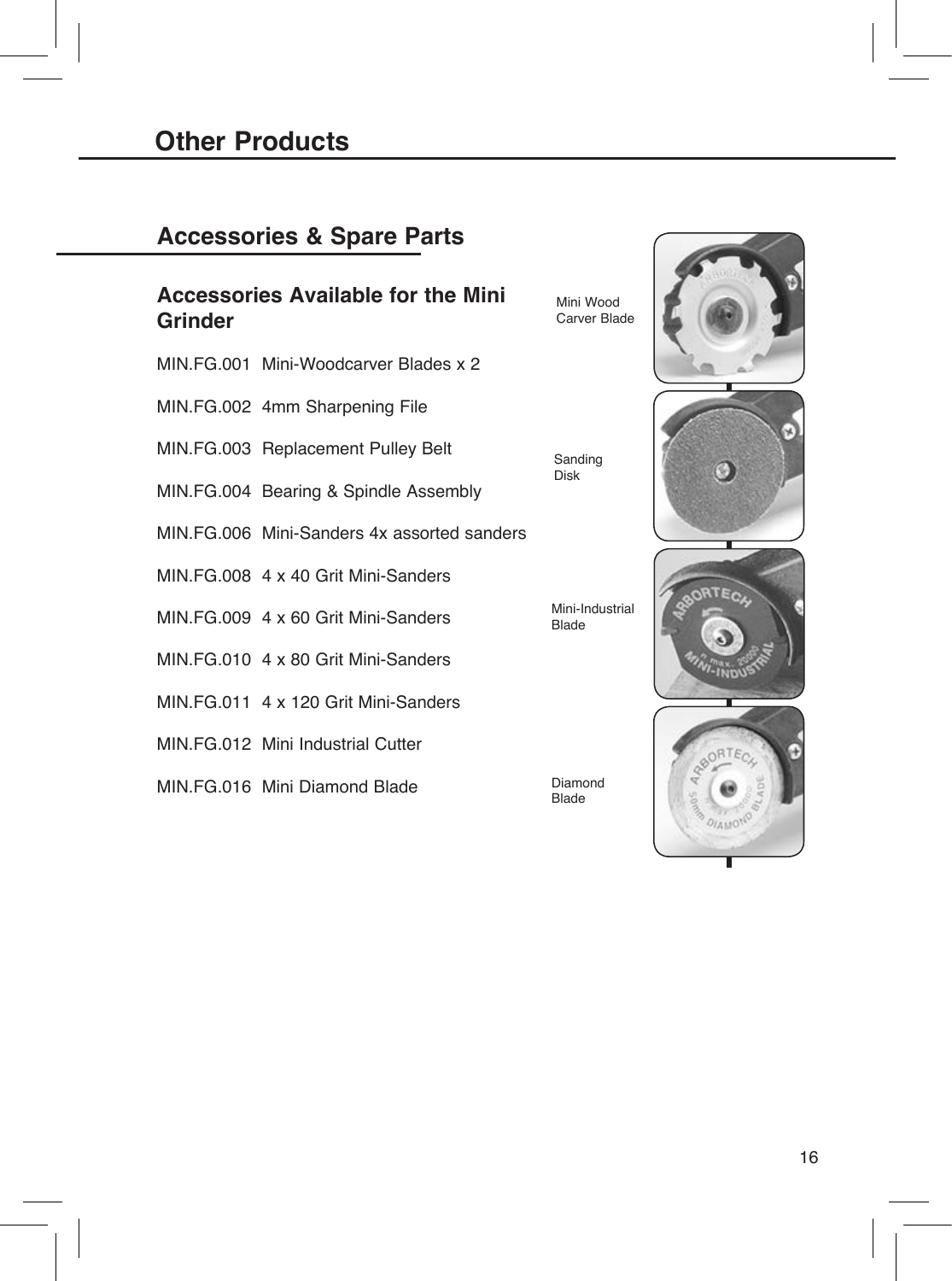# Other Products

## Accessories & Spare Parts

### Accessories Available for the Mini Grinder

MIN.FG.001 Mini-Woodcarver Blades x 2

MIN.FG.002 4mm Sharpening File

MIN.FG.003 Replacement Pulley Belt

MIN.FG.004 Bearing & Spindle Assembly

MIN.FG.006 Mini-Sanders 4x assorted sanders

MIN.FG.008 4 x 40 Grit Mini-Sanders

MIN.FG.009 4 x 60 Grit Mini-Sanders

MIN.FG.010 4 x 80 Grit Mini-Sanders

MIN.FG.011 4 x 120 Grit Mini-Sanders

MIN.FG.012 Mini Industrial Cutter

MIN.FG.016 Mini Diamond Blade

Mini Wood Carver Blade

Sanding Disk

Mini-Industrial Blade

Diamond Blade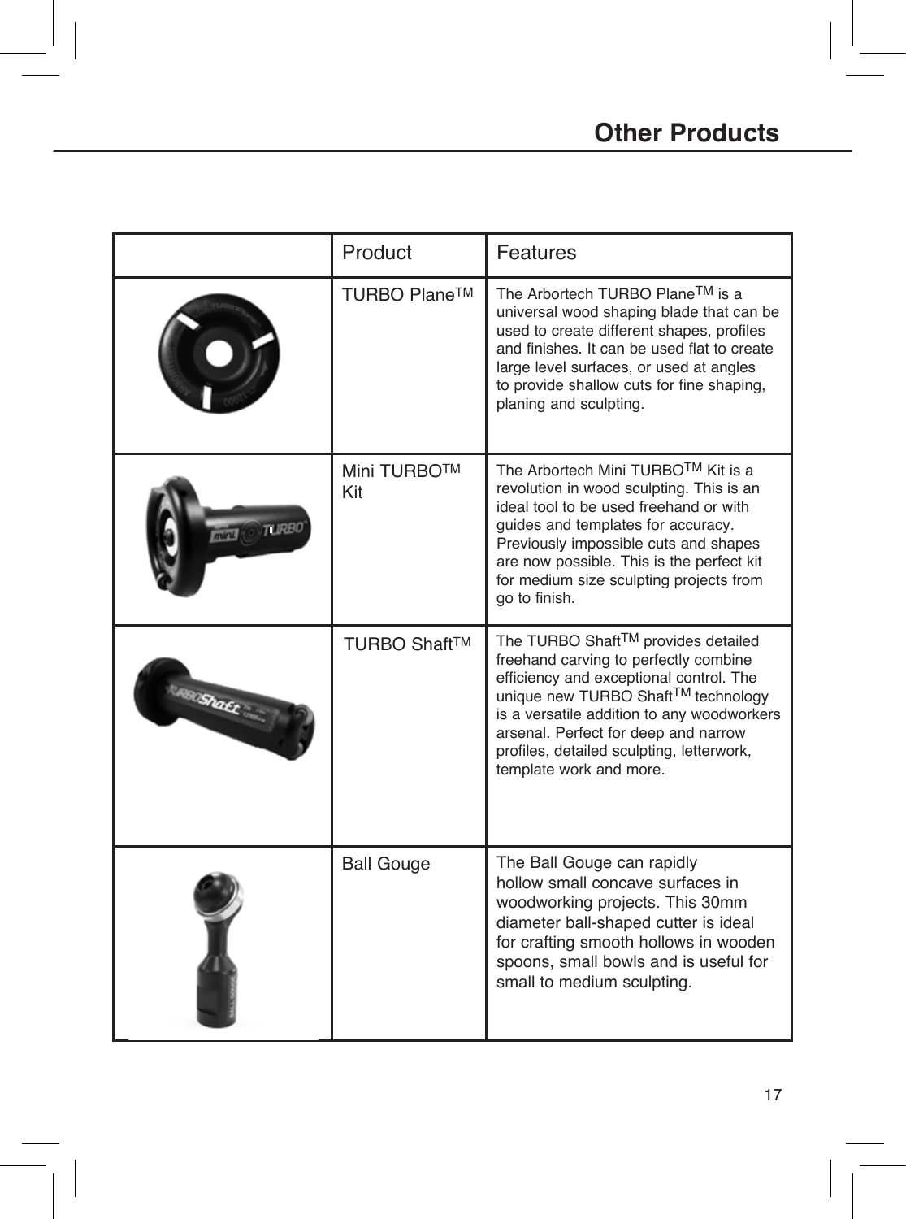## Other Products

| | Product | Features |
|---|---|---|
| | TURBO Plane™ | The Arbortech TURBO Plane™ is a universal wood shaping blade that can be used to create different shapes, profiles and finishes. It can be used flat to create large level surfaces, or used at angles to provide shallow cuts for fine shaping, planing and sculpting. |
| | Mini TURBO™ Kit | The Arbortech Mini TURBO™ Kit is a revolution in wood sculpting. This is an ideal tool to be used freehand or with guides and templates for accuracy. Previously impossible cuts and shapes are now possible. This is the perfect kit for medium size sculpting projects from go to finish. |
| | TURBO Shaft™ | The TURBO Shaft™ provides detailed freehand carving to perfectly combine efficiency and exceptional control. The unique new TURBO Shaft™ technology is a versatile addition to any woodworkers arsenal. Perfect for deep and narrow profiles, detailed sculpting, letterwork, template work and more. |
| | Ball Gouge | The Ball Gouge can rapidly hollow small concave surfaces in woodworking projects. This 30mm diameter ball-shaped cutter is ideal for crafting smooth hollows in wooden spoons, small bowls and is useful for small to medium sculpting. |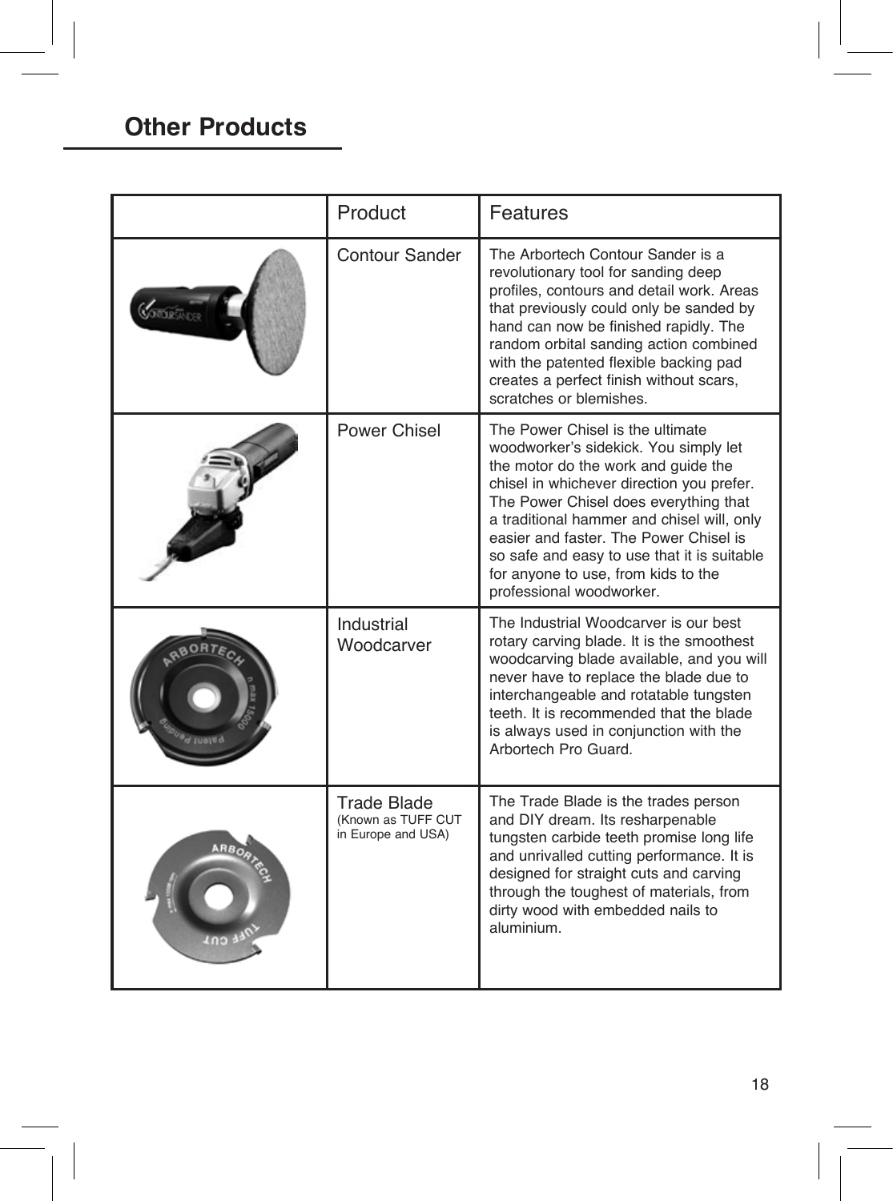## Other Products

| | Product | Features |
|---|---|---|
| | Contour Sander | The Arbortech Contour Sander is a revolutionary tool for sanding deep profiles, contours and detail work. Areas that previously could only be sanded by hand can now be finished rapidly. The random orbital sanding action combined with the patented flexible backing pad creates a perfect finish without scars, scratches or blemishes. |
| | Power Chisel | The Power Chisel is the ultimate woodworker's sidekick. You simply let the motor do the work and guide the chisel in whichever direction you prefer. The Power Chisel does everything that a traditional hammer and chisel will, only easier and faster. The Power Chisel is so safe and easy to use that it is suitable for anyone to use, from kids to the professional woodworker. |
| | Industrial Woodcarver | The Industrial Woodcarver is our best rotary carving blade. It is the smoothest woodcarving blade available, and you will never have to replace the blade due to interchangeable and rotatable tungsten teeth. It is recommended that the blade is always used in conjunction with the Arbortech Pro Guard. |
| | Trade Blade (Known as TUFF CUT in Europe and USA) | The Trade Blade is the trades person and DIY dream. Its resharpenable tungsten carbide teeth promise long life and unrivalled cutting performance. It is designed for straight cuts and carving through the toughest of materials, from dirty wood with embedded nails to aluminium. |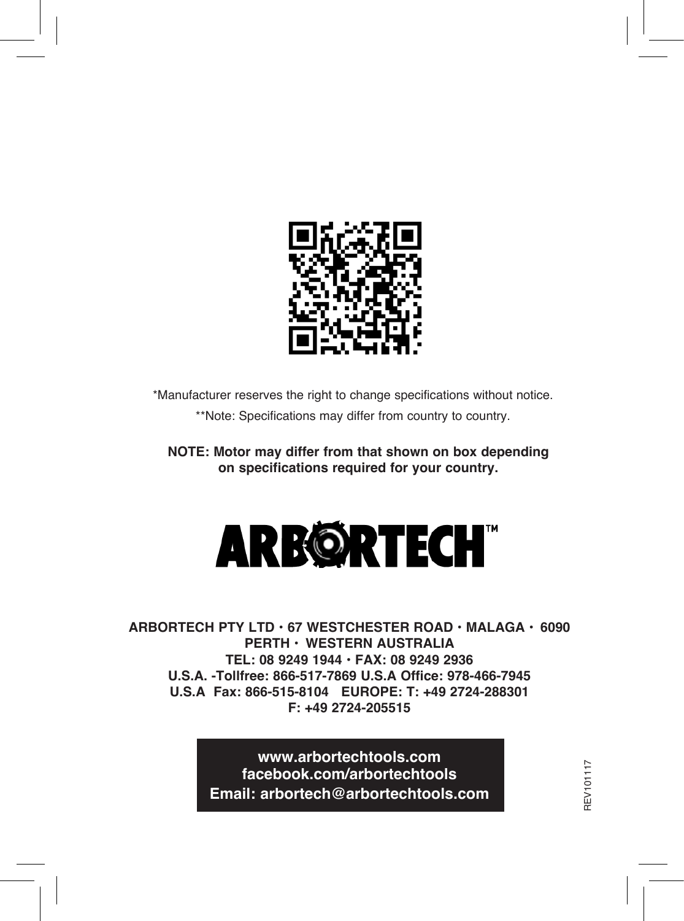*Manufacturer reserves the right to change specifications without notice.

**Note: Specifications may differ from country to country.

**NOTE: Motor may differ from that shown on box depending on specifications required for your country.**

**ARBORTECH™**

**ARBORTECH PTY LTD • 67 WESTCHESTER ROAD • MALAGA • 6090**
**PERTH • WESTERN AUSTRALIA**
**TEL: 08 9249 1944 • FAX: 08 9249 2936**
**U.S.A. -Tollfree: 866-517-7869 U.S.A Office: 978-466-7945**
**U.S.A Fax: 866-515-8104 EUROPE: T: +49 2724-288301**
**F: +49 2724-205515**

**www.arbortechtools.com**
**facebook.com/arbortechtools**
**Email: arbortech@arbortechtools.com**

REV101117